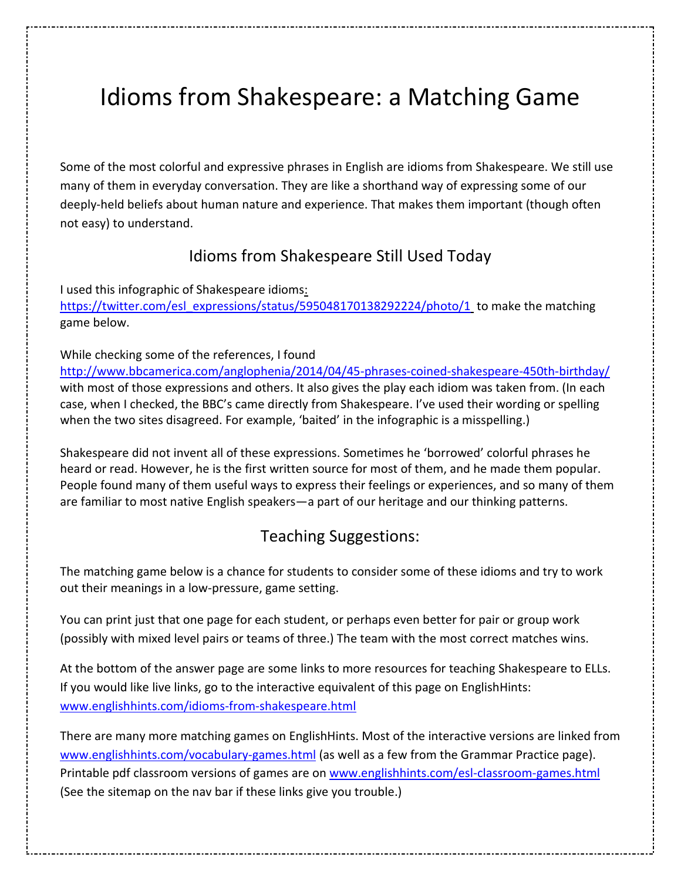# Idioms from Shakespeare: a Matching Game

Some of the most colorful and expressive phrases in English are idioms from Shakespeare. We still use many of them in everyday conversation. They are like a shorthand way of expressing some of our deeply-held beliefs about human nature and experience. That makes them important (though often not easy) to understand.

## Idioms from Shakespeare Still Used Today

I used this infographic of Shakespeare idioms: https://twitter.com/esl_expressions/status/595048170138292224/photo/1 to make the matching game below.

While checking some of the references, I found http://www.bbcamerica.com/anglophenia/2014/04/45-phrases-coined-shakespeare-450th-birthday/ with most of those expressions and others. It also gives the play each idiom was taken from. (In each case, when I checked, the BBC's came directly from Shakespeare. I've used their wording or spelling when the two sites disagreed. For example, 'baited' in the infographic is a misspelling.)

Shakespeare did not invent all of these expressions. Sometimes he 'borrowed' colorful phrases he heard or read. However, he is the first written source for most of them, and he made them popular. People found many of them useful ways to express their feelings or experiences, and so many of them are familiar to most native English speakers—a part of our heritage and our thinking patterns.

## Teaching Suggestions:

The matching game below is a chance for students to consider some of these idioms and try to work out their meanings in a low-pressure, game setting.

You can print just that one page for each student, or perhaps even better for pair or group work (possibly with mixed level pairs or teams of three.) The team with the most correct matches wins.

At the bottom of the answer page are some links to more resources for teaching Shakespeare to ELLs. If you would like live links, go to the interactive equivalent of this page on EnglishHints: www.englishhints.com/idioms-from-shakespeare.html

There are many more matching games on EnglishHints. Most of the interactive versions are linked from www.englishhints.com/vocabulary-games.html (as well as a few from the Grammar Practice page). Printable pdf classroom versions of games are on www.englishhints.com/esl-classroom-games.html (See the sitemap on the nav bar if these links give you trouble.)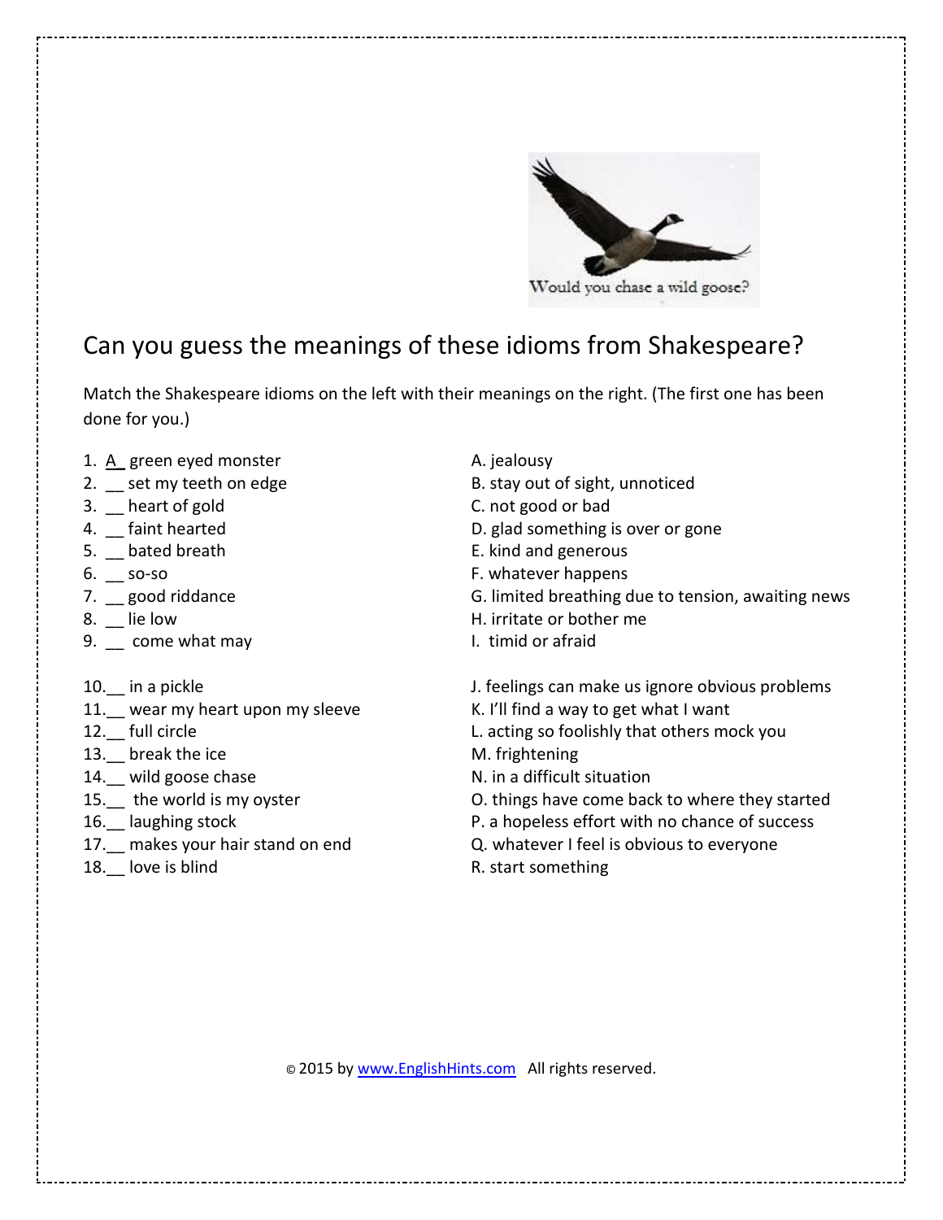Would you chase a wild goose?

## Can you guess the meanings of these idioms from Shakespeare?

Match the Shakespeare idioms on the left with their meanings on the right. (The first one has been done for you.)

1. A green eyed monster
2. __ set my teeth on edge
3. __ heart of gold
4. __ faint hearted
5. __ bated breath
6. __ so-so
7. __ good riddance
8. __ lie low
9. __ come what may

10. __ in a pickle
11. __ wear my heart upon my sleeve
12. __ full circle
13. __ break the ice
14. __ wild goose chase
15. __ the world is my oyster
16. __ laughing stock
17. __ makes your hair stand on end
18. __ love is blind

A. jealousy
B. stay out of sight, unnoticed
C. not good or bad
D. glad something is over or gone
E. kind and generous
F. whatever happens
G. limited breathing due to tension, awaiting news
H. irritate or bother me
I. timid or afraid

J. feelings can make us ignore obvious problems
K. I'll find a way to get what I want
L. acting so foolishly that others mock you
M. frightening
N. in a difficult situation
O. things have come back to where they started
P. a hopeless effort with no chance of success
Q. whatever I feel is obvious to everyone
R. start something

© 2015 by www.EnglishHints.com All rights reserved.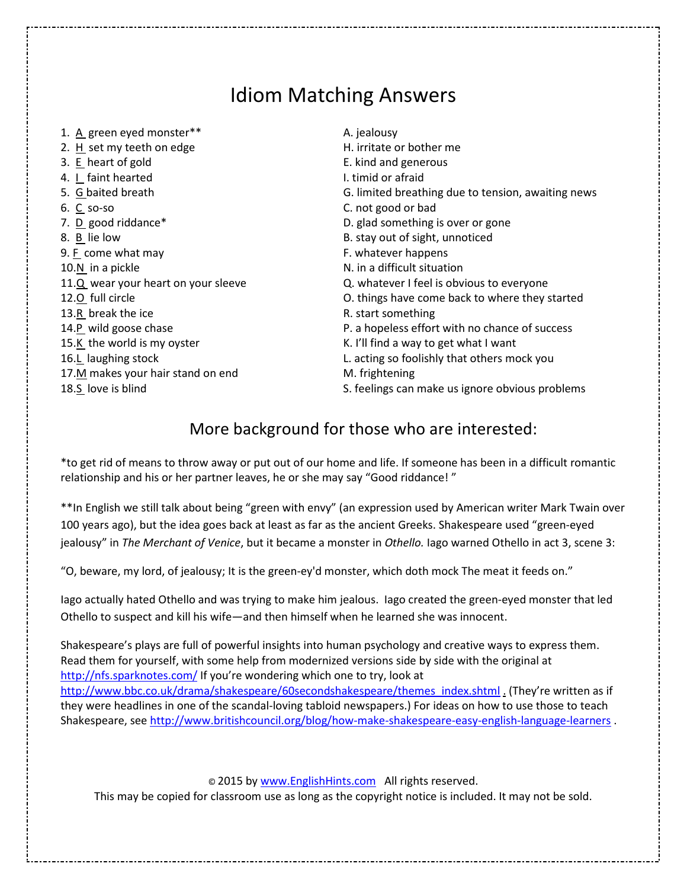# Idiom Matching Answers

| | |
|---|---|
| 1. A green eyed monster** | A. jealousy |
| 2. H set my teeth on edge | H. irritate or bother me |
| 3. E heart of gold | E. kind and generous |
| 4. I faint hearted | I. timid or afraid |
| 5. G baited breath | G. limited breathing due to tension, awaiting news |
| 6. C so-so | C. not good or bad |
| 7. D good riddance* | D. glad something is over or gone |
| 8. B lie low | B. stay out of sight, unnoticed |
| 9. F come what may | F. whatever happens |
| 10. N in a pickle | N. in a difficult situation |
| 11. Q wear your heart on your sleeve | Q. whatever I feel is obvious to everyone |
| 12. O full circle | O. things have come back to where they started |
| 13. R break the ice | R. start something |
| 14. P wild goose chase | P. a hopeless effort with no chance of success |
| 15. K the world is my oyster | K. I'll find a way to get what I want |
| 16. L laughing stock | L. acting so foolishly that others mock you |
| 17. M makes your hair stand on end | M. frightening |
| 18. S love is blind | S. feelings can make us ignore obvious problems |

## More background for those who are interested:

*to get rid of means to throw away or put out of our home and life. If someone has been in a difficult romantic relationship and his or her partner leaves, he or she may say "Good riddance! "

**In English we still talk about being "green with envy" (an expression used by American writer Mark Twain over 100 years ago), but the idea goes back at least as far as the ancient Greeks. Shakespeare used "green-eyed jealousy" in *The Merchant of Venice*, but it became a monster in *Othello.* Iago warned Othello in act 3, scene 3:

"O, beware, my lord, of jealousy; It is the green-ey'd monster, which doth mock The meat it feeds on."

Iago actually hated Othello and was trying to make him jealous. Iago created the green-eyed monster that led Othello to suspect and kill his wife—and then himself when he learned she was innocent.

Shakespeare's plays are full of powerful insights into human psychology and creative ways to express them. Read them for yourself, with some help from modernized versions side by side with the original at http://nfs.sparknotes.com/ If you're wondering which one to try, look at http://www.bbc.co.uk/drama/shakespeare/60secondshakespeare/themes_index.shtml . (They're written as if they were headlines in one of the scandal-loving tabloid newspapers.) For ideas on how to use those to teach Shakespeare, see http://www.britishcouncil.org/blog/how-make-shakespeare-easy-english-language-learners .

© 2015 by www.EnglishHints.com All rights reserved.
This may be copied for classroom use as long as the copyright notice is included. It may not be sold.